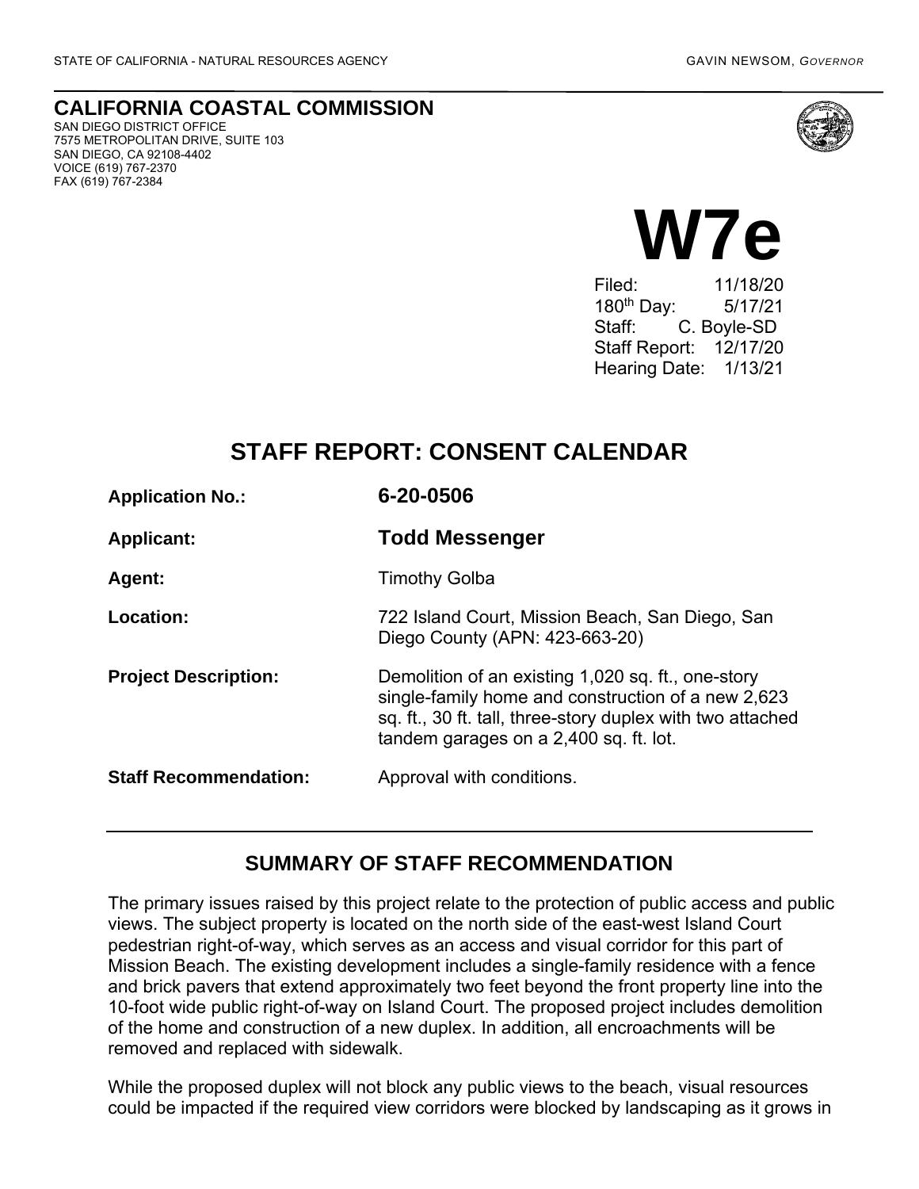STATE OF CALIFORNIA - NATURAL RESOURCES AGENCY GAVIN NEWSOM, *GOVERNOR*

# CALIFORNIA COASTAL COMMISSION

SAN DIEGO DISTRICT OFFICE
7575 METROPOLITAN DRIVE, SUITE 103
SAN DIEGO, CA 92108-4402
VOICE (619) 767-2370
FAX (619) 767-2384

# W7e

Filed: 11/18/20
180th Day: 5/17/21
Staff: C. Boyle-SD
Staff Report: 12/17/20
Hearing Date: 1/13/21

## STAFF REPORT: CONSENT CALENDAR

**Application No.:** **6-20-0506**

**Applicant:** **Todd Messenger**

**Agent:** Timothy Golba

**Location:** 722 Island Court, Mission Beach, San Diego, San Diego County (APN: 423-663-20)

**Project Description:** Demolition of an existing 1,020 sq. ft., one-story single-family home and construction of a new 2,623 sq. ft., 30 ft. tall, three-story duplex with two attached tandem garages on a 2,400 sq. ft. lot.

**Staff Recommendation:** Approval with conditions.

---

## SUMMARY OF STAFF RECOMMENDATION

The primary issues raised by this project relate to the protection of public access and public views. The subject property is located on the north side of the east-west Island Court pedestrian right-of-way, which serves as an access and visual corridor for this part of Mission Beach. The existing development includes a single-family residence with a fence and brick pavers that extend approximately two feet beyond the front property line into the 10-foot wide public right-of-way on Island Court. The proposed project includes demolition of the home and construction of a new duplex. In addition, all encroachments will be removed and replaced with sidewalk.

While the proposed duplex will not block any public views to the beach, visual resources could be impacted if the required view corridors were blocked by landscaping as it grows in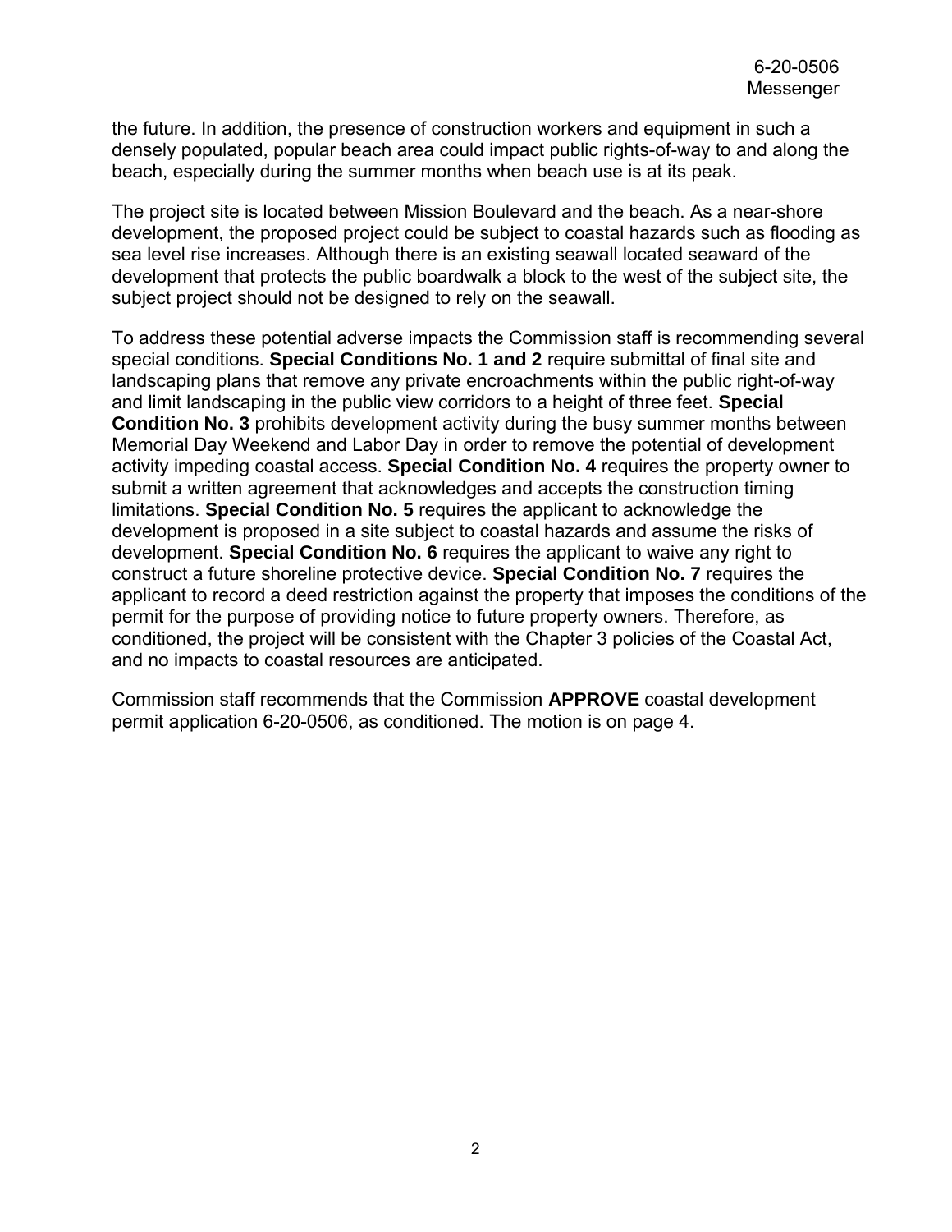the future. In addition, the presence of construction workers and equipment in such a densely populated, popular beach area could impact public rights-of-way to and along the beach, especially during the summer months when beach use is at its peak.

The project site is located between Mission Boulevard and the beach. As a near-shore development, the proposed project could be subject to coastal hazards such as flooding as sea level rise increases. Although there is an existing seawall located seaward of the development that protects the public boardwalk a block to the west of the subject site, the subject project should not be designed to rely on the seawall.

To address these potential adverse impacts the Commission staff is recommending several special conditions. **Special Conditions No. 1 and 2** require submittal of final site and landscaping plans that remove any private encroachments within the public right-of-way and limit landscaping in the public view corridors to a height of three feet. **Special Condition No. 3** prohibits development activity during the busy summer months between Memorial Day Weekend and Labor Day in order to remove the potential of development activity impeding coastal access. **Special Condition No. 4** requires the property owner to submit a written agreement that acknowledges and accepts the construction timing limitations. **Special Condition No. 5** requires the applicant to acknowledge the development is proposed in a site subject to coastal hazards and assume the risks of development. **Special Condition No. 6** requires the applicant to waive any right to construct a future shoreline protective device. **Special Condition No. 7** requires the applicant to record a deed restriction against the property that imposes the conditions of the permit for the purpose of providing notice to future property owners. Therefore, as conditioned, the project will be consistent with the Chapter 3 policies of the Coastal Act, and no impacts to coastal resources are anticipated.

Commission staff recommends that the Commission **APPROVE** coastal development permit application 6-20-0506, as conditioned. The motion is on page 4.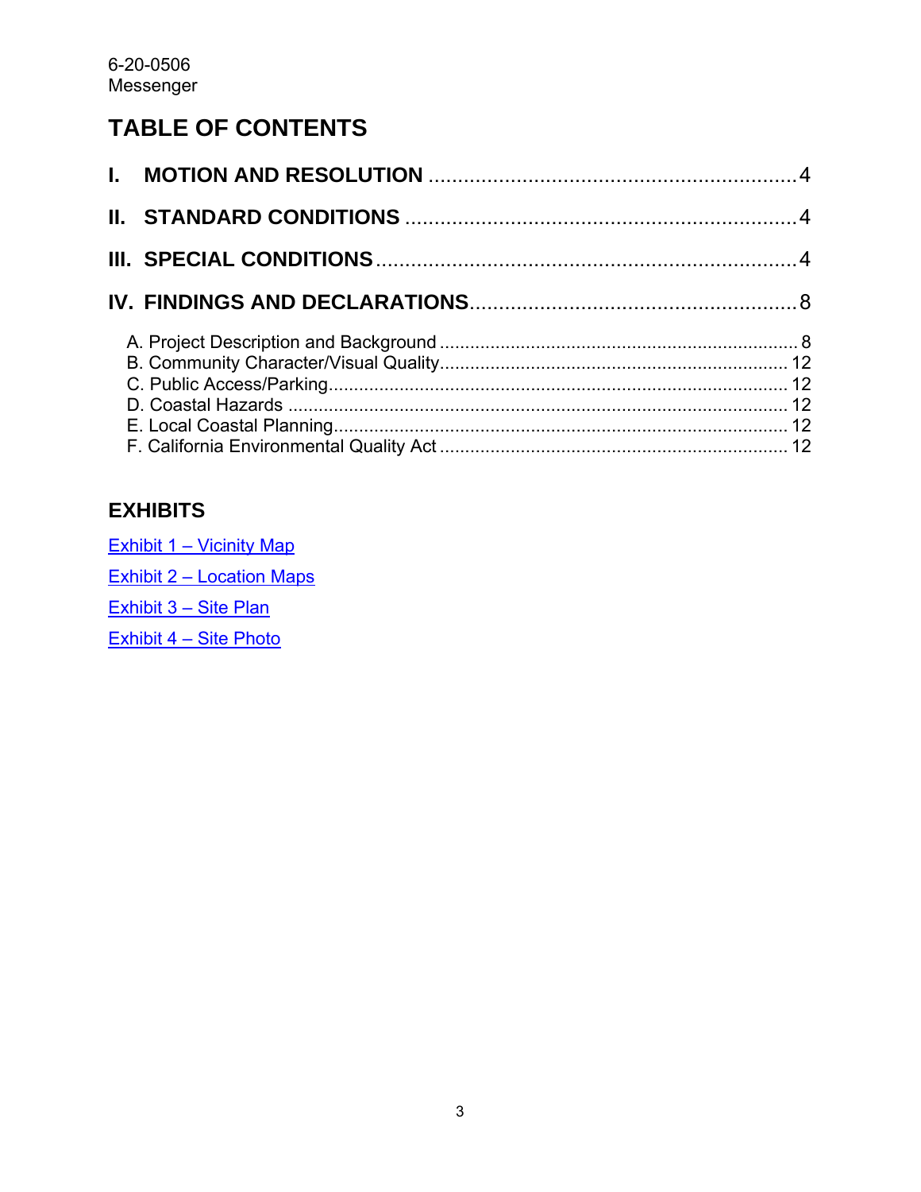## TABLE OF CONTENTS

**I. MOTION AND RESOLUTION** ........................................ 4

**II. STANDARD CONDITIONS** ........................................ 4

**III. SPECIAL CONDITIONS** ........................................ 4

**IV. FINDINGS AND DECLARATIONS** ........................................ 8

- A. Project Description and Background ........................................ 8
- B. Community Character/Visual Quality ........................................ 12
- C. Public Access/Parking ........................................ 12
- D. Coastal Hazards ........................................ 12
- E. Local Coastal Planning ........................................ 12
- F. California Environmental Quality Act ........................................ 12

## EXHIBITS

Exhibit 1 – Vicinity Map

Exhibit 2 – Location Maps

Exhibit 3 – Site Plan

Exhibit 4 – Site Photo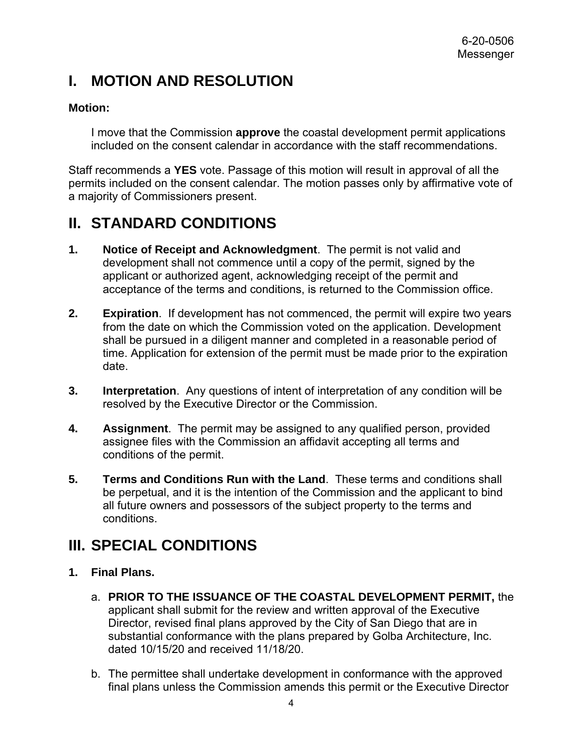# I. MOTION AND RESOLUTION

**Motion:**

I move that the Commission **approve** the coastal development permit applications included on the consent calendar in accordance with the staff recommendations.

Staff recommends a **YES** vote. Passage of this motion will result in approval of all the permits included on the consent calendar. The motion passes only by affirmative vote of a majority of Commissioners present.

# II. STANDARD CONDITIONS

1. **Notice of Receipt and Acknowledgment**. The permit is not valid and development shall not commence until a copy of the permit, signed by the applicant or authorized agent, acknowledging receipt of the permit and acceptance of the terms and conditions, is returned to the Commission office.

2. **Expiration**. If development has not commenced, the permit will expire two years from the date on which the Commission voted on the application. Development shall be pursued in a diligent manner and completed in a reasonable period of time. Application for extension of the permit must be made prior to the expiration date.

3. **Interpretation**. Any questions of intent of interpretation of any condition will be resolved by the Executive Director or the Commission.

4. **Assignment**. The permit may be assigned to any qualified person, provided assignee files with the Commission an affidavit accepting all terms and conditions of the permit.

5. **Terms and Conditions Run with the Land**. These terms and conditions shall be perpetual, and it is the intention of the Commission and the applicant to bind all future owners and possessors of the subject property to the terms and conditions.

# III. SPECIAL CONDITIONS

**1. Final Plans.**

a. **PRIOR TO THE ISSUANCE OF THE COASTAL DEVELOPMENT PERMIT,** the applicant shall submit for the review and written approval of the Executive Director, revised final plans approved by the City of San Diego that are in substantial conformance with the plans prepared by Golba Architecture, Inc. dated 10/15/20 and received 11/18/20.

b. The permittee shall undertake development in conformance with the approved final plans unless the Commission amends this permit or the Executive Director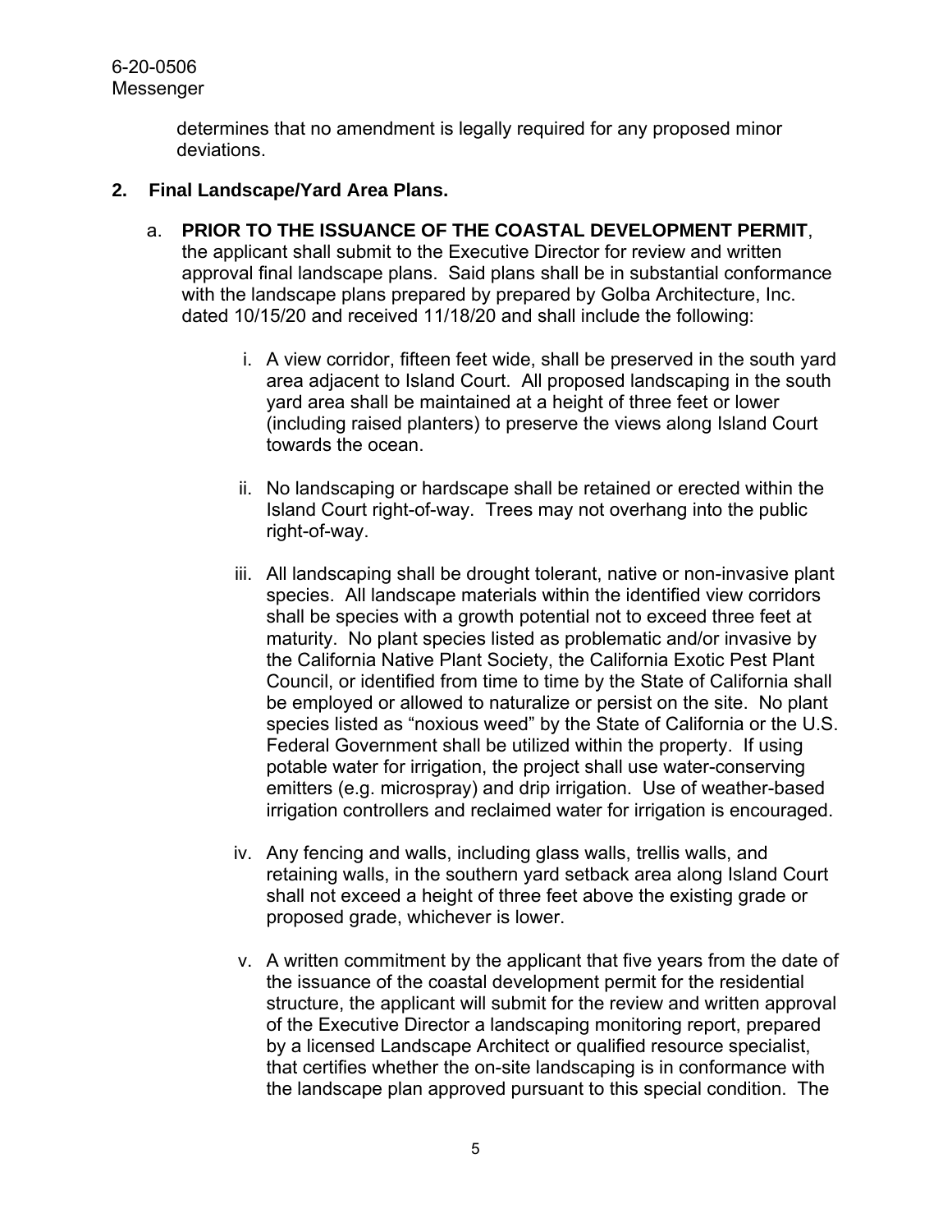determines that no amendment is legally required for any proposed minor deviations.

**2. Final Landscape/Yard Area Plans.**

a. **PRIOR TO THE ISSUANCE OF THE COASTAL DEVELOPMENT PERMIT**, the applicant shall submit to the Executive Director for review and written approval final landscape plans. Said plans shall be in substantial conformance with the landscape plans prepared by prepared by Golba Architecture, Inc. dated 10/15/20 and received 11/18/20 and shall include the following:

   i. A view corridor, fifteen feet wide, shall be preserved in the south yard area adjacent to Island Court. All proposed landscaping in the south yard area shall be maintained at a height of three feet or lower (including raised planters) to preserve the views along Island Court towards the ocean.

   ii. No landscaping or hardscape shall be retained or erected within the Island Court right-of-way. Trees may not overhang into the public right-of-way.

   iii. All landscaping shall be drought tolerant, native or non-invasive plant species. All landscape materials within the identified view corridors shall be species with a growth potential not to exceed three feet at maturity. No plant species listed as problematic and/or invasive by the California Native Plant Society, the California Exotic Pest Plant Council, or identified from time to time by the State of California shall be employed or allowed to naturalize or persist on the site. No plant species listed as "noxious weed" by the State of California or the U.S. Federal Government shall be utilized within the property. If using potable water for irrigation, the project shall use water-conserving emitters (e.g. microspray) and drip irrigation. Use of weather-based irrigation controllers and reclaimed water for irrigation is encouraged.

   iv. Any fencing and walls, including glass walls, trellis walls, and retaining walls, in the southern yard setback area along Island Court shall not exceed a height of three feet above the existing grade or proposed grade, whichever is lower.

   v. A written commitment by the applicant that five years from the date of the issuance of the coastal development permit for the residential structure, the applicant will submit for the review and written approval of the Executive Director a landscaping monitoring report, prepared by a licensed Landscape Architect or qualified resource specialist, that certifies whether the on-site landscaping is in conformance with the landscape plan approved pursuant to this special condition. The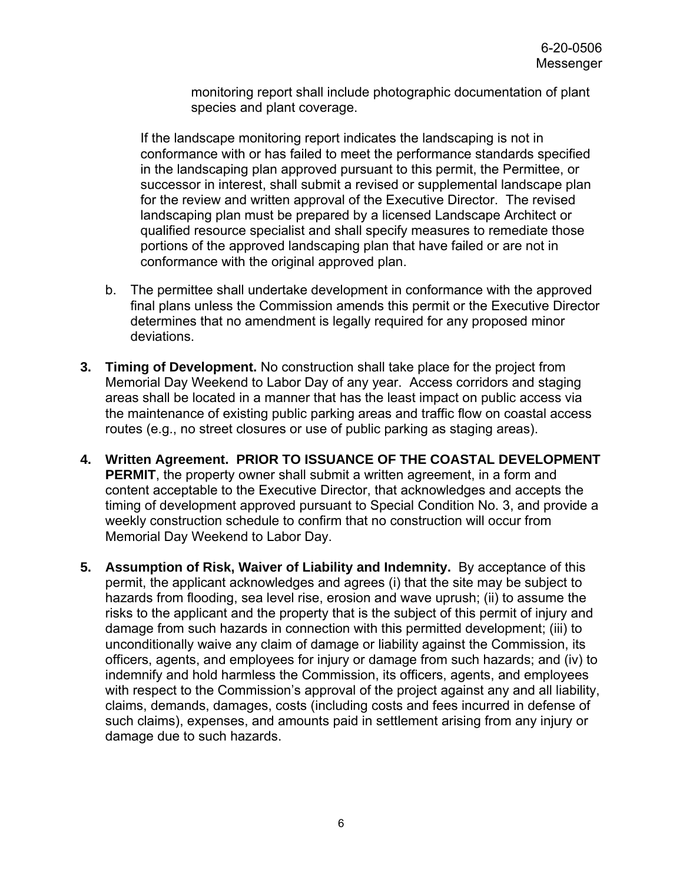monitoring report shall include photographic documentation of plant species and plant coverage.

If the landscape monitoring report indicates the landscaping is not in conformance with or has failed to meet the performance standards specified in the landscaping plan approved pursuant to this permit, the Permittee, or successor in interest, shall submit a revised or supplemental landscape plan for the review and written approval of the Executive Director. The revised landscaping plan must be prepared by a licensed Landscape Architect or qualified resource specialist and shall specify measures to remediate those portions of the approved landscaping plan that have failed or are not in conformance with the original approved plan.

b. The permittee shall undertake development in conformance with the approved final plans unless the Commission amends this permit or the Executive Director determines that no amendment is legally required for any proposed minor deviations.

**3. Timing of Development.** No construction shall take place for the project from Memorial Day Weekend to Labor Day of any year. Access corridors and staging areas shall be located in a manner that has the least impact on public access via the maintenance of existing public parking areas and traffic flow on coastal access routes (e.g., no street closures or use of public parking as staging areas).

**4. Written Agreement. PRIOR TO ISSUANCE OF THE COASTAL DEVELOPMENT PERMIT**, the property owner shall submit a written agreement, in a form and content acceptable to the Executive Director, that acknowledges and accepts the timing of development approved pursuant to Special Condition No. 3, and provide a weekly construction schedule to confirm that no construction will occur from Memorial Day Weekend to Labor Day.

**5. Assumption of Risk, Waiver of Liability and Indemnity.** By acceptance of this permit, the applicant acknowledges and agrees (i) that the site may be subject to hazards from flooding, sea level rise, erosion and wave uprush; (ii) to assume the risks to the applicant and the property that is the subject of this permit of injury and damage from such hazards in connection with this permitted development; (iii) to unconditionally waive any claim of damage or liability against the Commission, its officers, agents, and employees for injury or damage from such hazards; and (iv) to indemnify and hold harmless the Commission, its officers, agents, and employees with respect to the Commission's approval of the project against any and all liability, claims, demands, damages, costs (including costs and fees incurred in defense of such claims), expenses, and amounts paid in settlement arising from any injury or damage due to such hazards.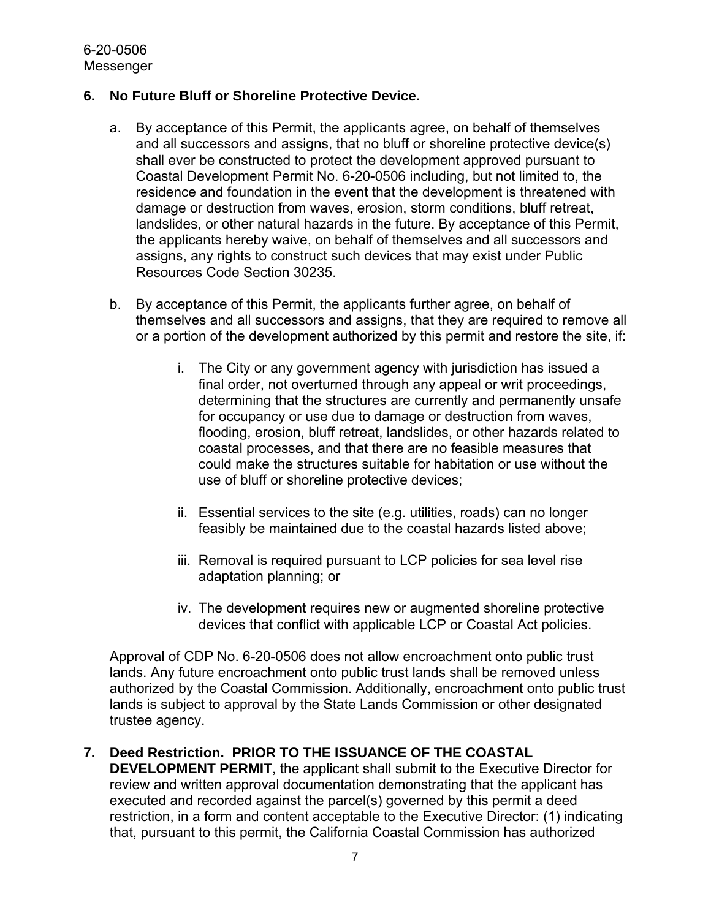**6. No Future Bluff or Shoreline Protective Device.**

a. By acceptance of this Permit, the applicants agree, on behalf of themselves and all successors and assigns, that no bluff or shoreline protective device(s) shall ever be constructed to protect the development approved pursuant to Coastal Development Permit No. 6-20-0506 including, but not limited to, the residence and foundation in the event that the development is threatened with damage or destruction from waves, erosion, storm conditions, bluff retreat, landslides, or other natural hazards in the future. By acceptance of this Permit, the applicants hereby waive, on behalf of themselves and all successors and assigns, any rights to construct such devices that may exist under Public Resources Code Section 30235.

b. By acceptance of this Permit, the applicants further agree, on behalf of themselves and all successors and assigns, that they are required to remove all or a portion of the development authorized by this permit and restore the site, if:

   i. The City or any government agency with jurisdiction has issued a final order, not overturned through any appeal or writ proceedings, determining that the structures are currently and permanently unsafe for occupancy or use due to damage or destruction from waves, flooding, erosion, bluff retreat, landslides, or other hazards related to coastal processes, and that there are no feasible measures that could make the structures suitable for habitation or use without the use of bluff or shoreline protective devices;

   ii. Essential services to the site (e.g. utilities, roads) can no longer feasibly be maintained due to the coastal hazards listed above;

   iii. Removal is required pursuant to LCP policies for sea level rise adaptation planning; or

   iv. The development requires new or augmented shoreline protective devices that conflict with applicable LCP or Coastal Act policies.

Approval of CDP No. 6-20-0506 does not allow encroachment onto public trust lands. Any future encroachment onto public trust lands shall be removed unless authorized by the Coastal Commission. Additionally, encroachment onto public trust lands is subject to approval by the State Lands Commission or other designated trustee agency.

**7. Deed Restriction. PRIOR TO THE ISSUANCE OF THE COASTAL DEVELOPMENT PERMIT**, the applicant shall submit to the Executive Director for review and written approval documentation demonstrating that the applicant has executed and recorded against the parcel(s) governed by this permit a deed restriction, in a form and content acceptable to the Executive Director: (1) indicating that, pursuant to this permit, the California Coastal Commission has authorized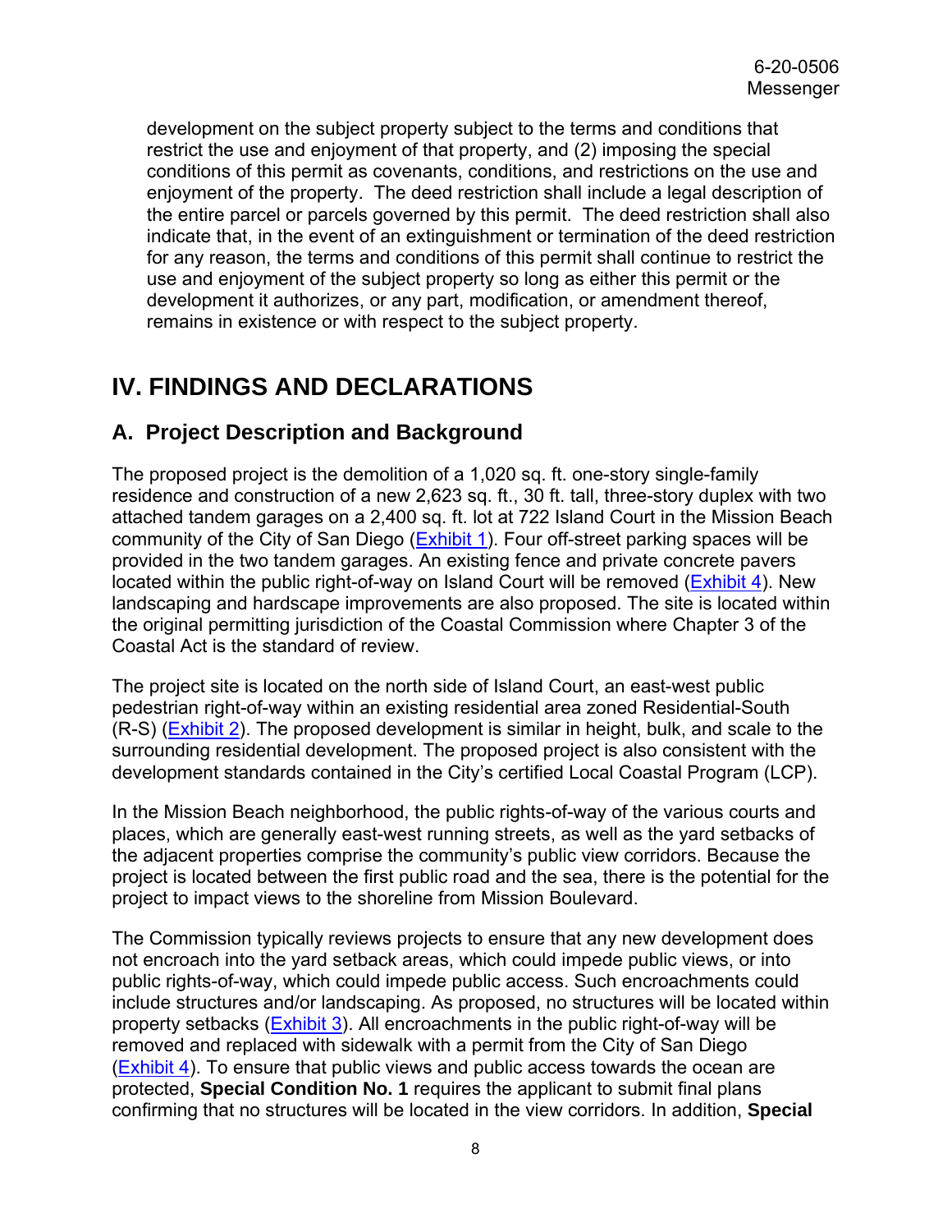development on the subject property subject to the terms and conditions that restrict the use and enjoyment of that property, and (2) imposing the special conditions of this permit as covenants, conditions, and restrictions on the use and enjoyment of the property. The deed restriction shall include a legal description of the entire parcel or parcels governed by this permit. The deed restriction shall also indicate that, in the event of an extinguishment or termination of the deed restriction for any reason, the terms and conditions of this permit shall continue to restrict the use and enjoyment of the subject property so long as either this permit or the development it authorizes, or any part, modification, or amendment thereof, remains in existence or with respect to the subject property.

# IV. FINDINGS AND DECLARATIONS

## A. Project Description and Background

The proposed project is the demolition of a 1,020 sq. ft. one-story single-family residence and construction of a new 2,623 sq. ft., 30 ft. tall, three-story duplex with two attached tandem garages on a 2,400 sq. ft. lot at 722 Island Court in the Mission Beach community of the City of San Diego (Exhibit 1). Four off-street parking spaces will be provided in the two tandem garages. An existing fence and private concrete pavers located within the public right-of-way on Island Court will be removed (Exhibit 4). New landscaping and hardscape improvements are also proposed. The site is located within the original permitting jurisdiction of the Coastal Commission where Chapter 3 of the Coastal Act is the standard of review.

The project site is located on the north side of Island Court, an east-west public pedestrian right-of-way within an existing residential area zoned Residential-South (R-S) (Exhibit 2). The proposed development is similar in height, bulk, and scale to the surrounding residential development. The proposed project is also consistent with the development standards contained in the City's certified Local Coastal Program (LCP).

In the Mission Beach neighborhood, the public rights-of-way of the various courts and places, which are generally east-west running streets, as well as the yard setbacks of the adjacent properties comprise the community's public view corridors. Because the project is located between the first public road and the sea, there is the potential for the project to impact views to the shoreline from Mission Boulevard.

The Commission typically reviews projects to ensure that any new development does not encroach into the yard setback areas, which could impede public views, or into public rights-of-way, which could impede public access. Such encroachments could include structures and/or landscaping. As proposed, no structures will be located within property setbacks (Exhibit 3). All encroachments in the public right-of-way will be removed and replaced with sidewalk with a permit from the City of San Diego (Exhibit 4). To ensure that public views and public access towards the ocean are protected, **Special Condition No. 1** requires the applicant to submit final plans confirming that no structures will be located in the view corridors. In addition, **Special**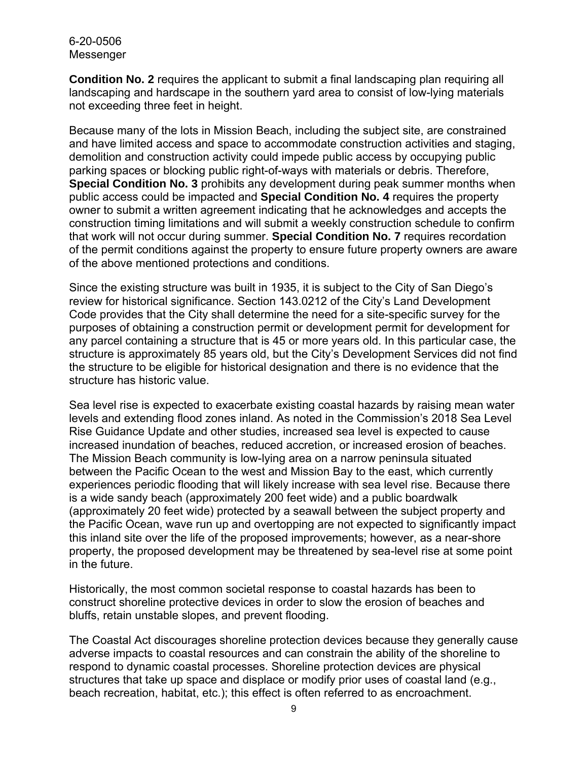**Condition No. 2** requires the applicant to submit a final landscaping plan requiring all landscaping and hardscape in the southern yard area to consist of low-lying materials not exceeding three feet in height.

Because many of the lots in Mission Beach, including the subject site, are constrained and have limited access and space to accommodate construction activities and staging, demolition and construction activity could impede public access by occupying public parking spaces or blocking public right-of-ways with materials or debris. Therefore, **Special Condition No. 3** prohibits any development during peak summer months when public access could be impacted and **Special Condition No. 4** requires the property owner to submit a written agreement indicating that he acknowledges and accepts the construction timing limitations and will submit a weekly construction schedule to confirm that work will not occur during summer. **Special Condition No. 7** requires recordation of the permit conditions against the property to ensure future property owners are aware of the above mentioned protections and conditions.

Since the existing structure was built in 1935, it is subject to the City of San Diego's review for historical significance. Section 143.0212 of the City's Land Development Code provides that the City shall determine the need for a site-specific survey for the purposes of obtaining a construction permit or development permit for development for any parcel containing a structure that is 45 or more years old. In this particular case, the structure is approximately 85 years old, but the City's Development Services did not find the structure to be eligible for historical designation and there is no evidence that the structure has historic value.

Sea level rise is expected to exacerbate existing coastal hazards by raising mean water levels and extending flood zones inland. As noted in the Commission's 2018 Sea Level Rise Guidance Update and other studies, increased sea level is expected to cause increased inundation of beaches, reduced accretion, or increased erosion of beaches. The Mission Beach community is low-lying area on a narrow peninsula situated between the Pacific Ocean to the west and Mission Bay to the east, which currently experiences periodic flooding that will likely increase with sea level rise. Because there is a wide sandy beach (approximately 200 feet wide) and a public boardwalk (approximately 20 feet wide) protected by a seawall between the subject property and the Pacific Ocean, wave run up and overtopping are not expected to significantly impact this inland site over the life of the proposed improvements; however, as a near-shore property, the proposed development may be threatened by sea-level rise at some point in the future.

Historically, the most common societal response to coastal hazards has been to construct shoreline protective devices in order to slow the erosion of beaches and bluffs, retain unstable slopes, and prevent flooding.

The Coastal Act discourages shoreline protection devices because they generally cause adverse impacts to coastal resources and can constrain the ability of the shoreline to respond to dynamic coastal processes. Shoreline protection devices are physical structures that take up space and displace or modify prior uses of coastal land (e.g., beach recreation, habitat, etc.); this effect is often referred to as encroachment.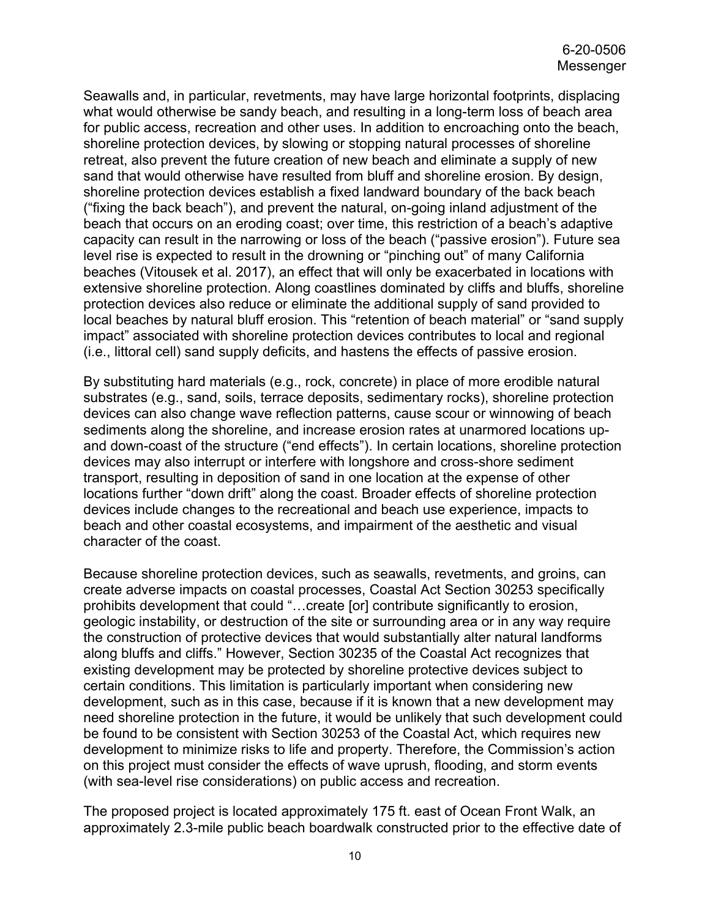Seawalls and, in particular, revetments, may have large horizontal footprints, displacing what would otherwise be sandy beach, and resulting in a long-term loss of beach area for public access, recreation and other uses. In addition to encroaching onto the beach, shoreline protection devices, by slowing or stopping natural processes of shoreline retreat, also prevent the future creation of new beach and eliminate a supply of new sand that would otherwise have resulted from bluff and shoreline erosion. By design, shoreline protection devices establish a fixed landward boundary of the back beach ("fixing the back beach"), and prevent the natural, on-going inland adjustment of the beach that occurs on an eroding coast; over time, this restriction of a beach's adaptive capacity can result in the narrowing or loss of the beach ("passive erosion"). Future sea level rise is expected to result in the drowning or "pinching out" of many California beaches (Vitousek et al. 2017), an effect that will only be exacerbated in locations with extensive shoreline protection. Along coastlines dominated by cliffs and bluffs, shoreline protection devices also reduce or eliminate the additional supply of sand provided to local beaches by natural bluff erosion. This "retention of beach material" or "sand supply impact" associated with shoreline protection devices contributes to local and regional (i.e., littoral cell) sand supply deficits, and hastens the effects of passive erosion.

By substituting hard materials (e.g., rock, concrete) in place of more erodible natural substrates (e.g., sand, soils, terrace deposits, sedimentary rocks), shoreline protection devices can also change wave reflection patterns, cause scour or winnowing of beach sediments along the shoreline, and increase erosion rates at unarmored locations up- and down-coast of the structure ("end effects"). In certain locations, shoreline protection devices may also interrupt or interfere with longshore and cross-shore sediment transport, resulting in deposition of sand in one location at the expense of other locations further "down drift" along the coast. Broader effects of shoreline protection devices include changes to the recreational and beach use experience, impacts to beach and other coastal ecosystems, and impairment of the aesthetic and visual character of the coast.

Because shoreline protection devices, such as seawalls, revetments, and groins, can create adverse impacts on coastal processes, Coastal Act Section 30253 specifically prohibits development that could "…create [or] contribute significantly to erosion, geologic instability, or destruction of the site or surrounding area or in any way require the construction of protective devices that would substantially alter natural landforms along bluffs and cliffs." However, Section 30235 of the Coastal Act recognizes that existing development may be protected by shoreline protective devices subject to certain conditions. This limitation is particularly important when considering new development, such as in this case, because if it is known that a new development may need shoreline protection in the future, it would be unlikely that such development could be found to be consistent with Section 30253 of the Coastal Act, which requires new development to minimize risks to life and property. Therefore, the Commission's action on this project must consider the effects of wave uprush, flooding, and storm events (with sea-level rise considerations) on public access and recreation.

The proposed project is located approximately 175 ft. east of Ocean Front Walk, an approximately 2.3-mile public beach boardwalk constructed prior to the effective date of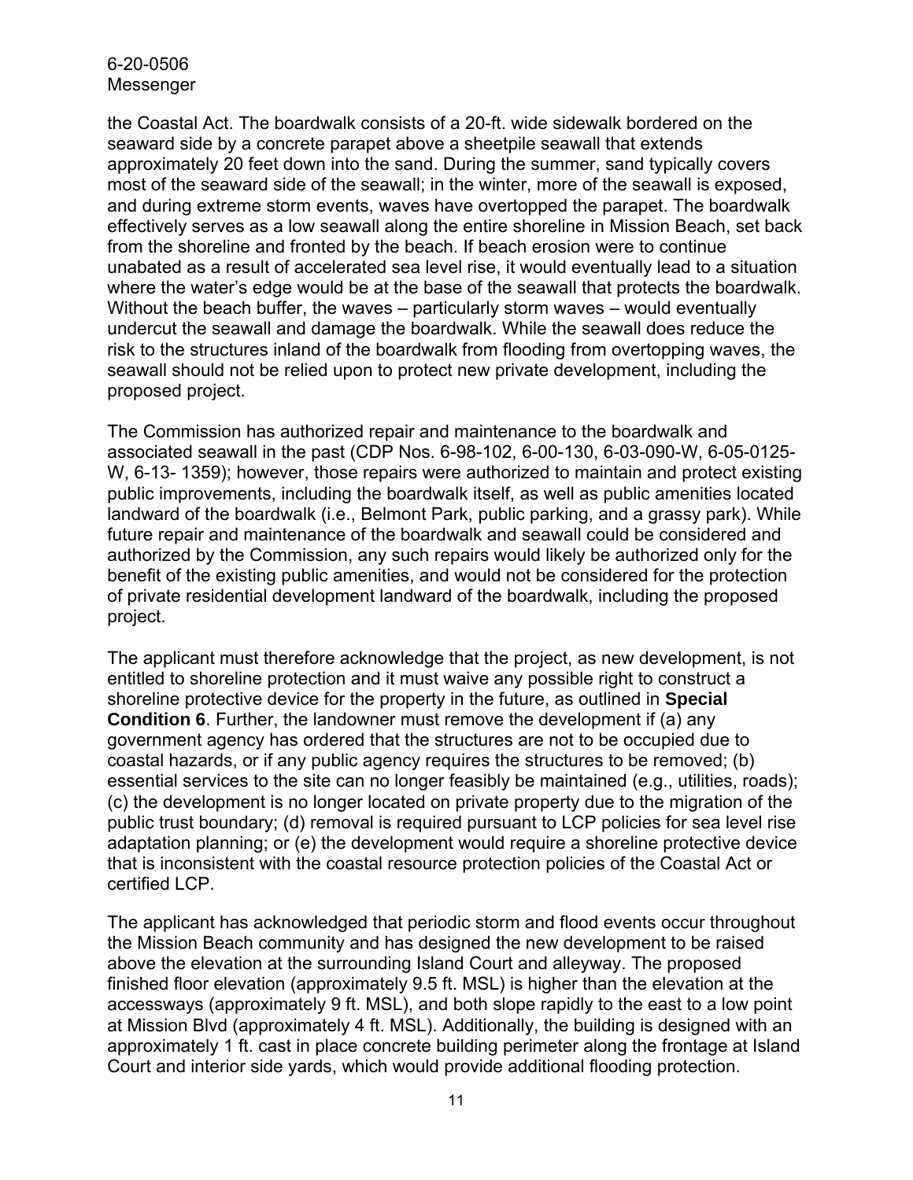the Coastal Act. The boardwalk consists of a 20-ft. wide sidewalk bordered on the seaward side by a concrete parapet above a sheetpile seawall that extends approximately 20 feet down into the sand. During the summer, sand typically covers most of the seaward side of the seawall; in the winter, more of the seawall is exposed, and during extreme storm events, waves have overtopped the parapet. The boardwalk effectively serves as a low seawall along the entire shoreline in Mission Beach, set back from the shoreline and fronted by the beach. If beach erosion were to continue unabated as a result of accelerated sea level rise, it would eventually lead to a situation where the water's edge would be at the base of the seawall that protects the boardwalk. Without the beach buffer, the waves – particularly storm waves – would eventually undercut the seawall and damage the boardwalk. While the seawall does reduce the risk to the structures inland of the boardwalk from flooding from overtopping waves, the seawall should not be relied upon to protect new private development, including the proposed project.

The Commission has authorized repair and maintenance to the boardwalk and associated seawall in the past (CDP Nos. 6-98-102, 6-00-130, 6-03-090-W, 6-05-0125-W, 6-13- 1359); however, those repairs were authorized to maintain and protect existing public improvements, including the boardwalk itself, as well as public amenities located landward of the boardwalk (i.e., Belmont Park, public parking, and a grassy park). While future repair and maintenance of the boardwalk and seawall could be considered and authorized by the Commission, any such repairs would likely be authorized only for the benefit of the existing public amenities, and would not be considered for the protection of private residential development landward of the boardwalk, including the proposed project.

The applicant must therefore acknowledge that the project, as new development, is not entitled to shoreline protection and it must waive any possible right to construct a shoreline protective device for the property in the future, as outlined in **Special Condition 6**. Further, the landowner must remove the development if (a) any government agency has ordered that the structures are not to be occupied due to coastal hazards, or if any public agency requires the structures to be removed; (b) essential services to the site can no longer feasibly be maintained (e.g., utilities, roads); (c) the development is no longer located on private property due to the migration of the public trust boundary; (d) removal is required pursuant to LCP policies for sea level rise adaptation planning; or (e) the development would require a shoreline protective device that is inconsistent with the coastal resource protection policies of the Coastal Act or certified LCP.

The applicant has acknowledged that periodic storm and flood events occur throughout the Mission Beach community and has designed the new development to be raised above the elevation at the surrounding Island Court and alleyway. The proposed finished floor elevation (approximately 9.5 ft. MSL) is higher than the elevation at the accessways (approximately 9 ft. MSL), and both slope rapidly to the east to a low point at Mission Blvd (approximately 4 ft. MSL). Additionally, the building is designed with an approximately 1 ft. cast in place concrete building perimeter along the frontage at Island Court and interior side yards, which would provide additional flooding protection.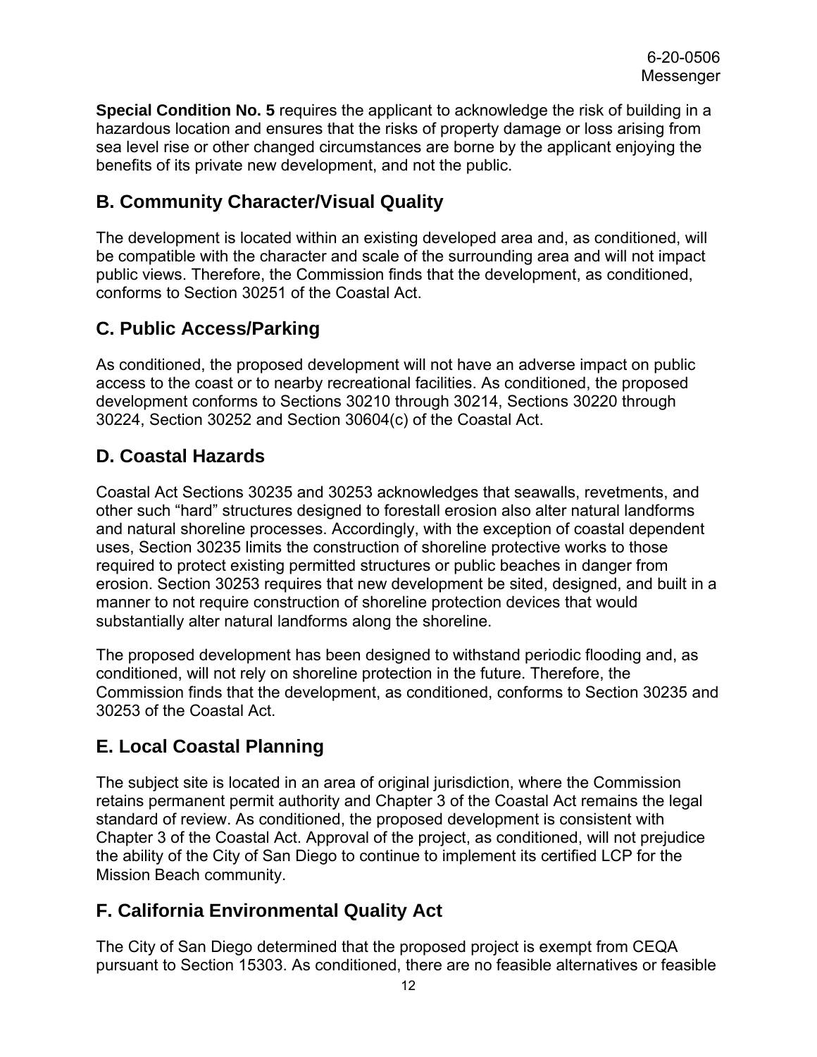**Special Condition No. 5** requires the applicant to acknowledge the risk of building in a hazardous location and ensures that the risks of property damage or loss arising from sea level rise or other changed circumstances are borne by the applicant enjoying the benefits of its private new development, and not the public.

## B. Community Character/Visual Quality

The development is located within an existing developed area and, as conditioned, will be compatible with the character and scale of the surrounding area and will not impact public views. Therefore, the Commission finds that the development, as conditioned, conforms to Section 30251 of the Coastal Act.

## C. Public Access/Parking

As conditioned, the proposed development will not have an adverse impact on public access to the coast or to nearby recreational facilities. As conditioned, the proposed development conforms to Sections 30210 through 30214, Sections 30220 through 30224, Section 30252 and Section 30604(c) of the Coastal Act.

## D. Coastal Hazards

Coastal Act Sections 30235 and 30253 acknowledges that seawalls, revetments, and other such "hard" structures designed to forestall erosion also alter natural landforms and natural shoreline processes. Accordingly, with the exception of coastal dependent uses, Section 30235 limits the construction of shoreline protective works to those required to protect existing permitted structures or public beaches in danger from erosion. Section 30253 requires that new development be sited, designed, and built in a manner to not require construction of shoreline protection devices that would substantially alter natural landforms along the shoreline.

The proposed development has been designed to withstand periodic flooding and, as conditioned, will not rely on shoreline protection in the future. Therefore, the Commission finds that the development, as conditioned, conforms to Section 30235 and 30253 of the Coastal Act.

## E. Local Coastal Planning

The subject site is located in an area of original jurisdiction, where the Commission retains permanent permit authority and Chapter 3 of the Coastal Act remains the legal standard of review. As conditioned, the proposed development is consistent with Chapter 3 of the Coastal Act. Approval of the project, as conditioned, will not prejudice the ability of the City of San Diego to continue to implement its certified LCP for the Mission Beach community.

## F. California Environmental Quality Act

The City of San Diego determined that the proposed project is exempt from CEQA pursuant to Section 15303. As conditioned, there are no feasible alternatives or feasible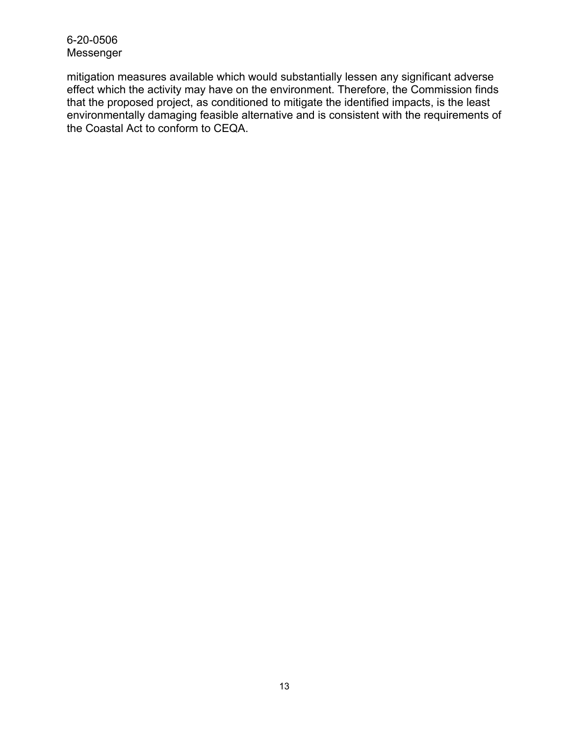mitigation measures available which would substantially lessen any significant adverse effect which the activity may have on the environment. Therefore, the Commission finds that the proposed project, as conditioned to mitigate the identified impacts, is the least environmentally damaging feasible alternative and is consistent with the requirements of the Coastal Act to conform to CEQA.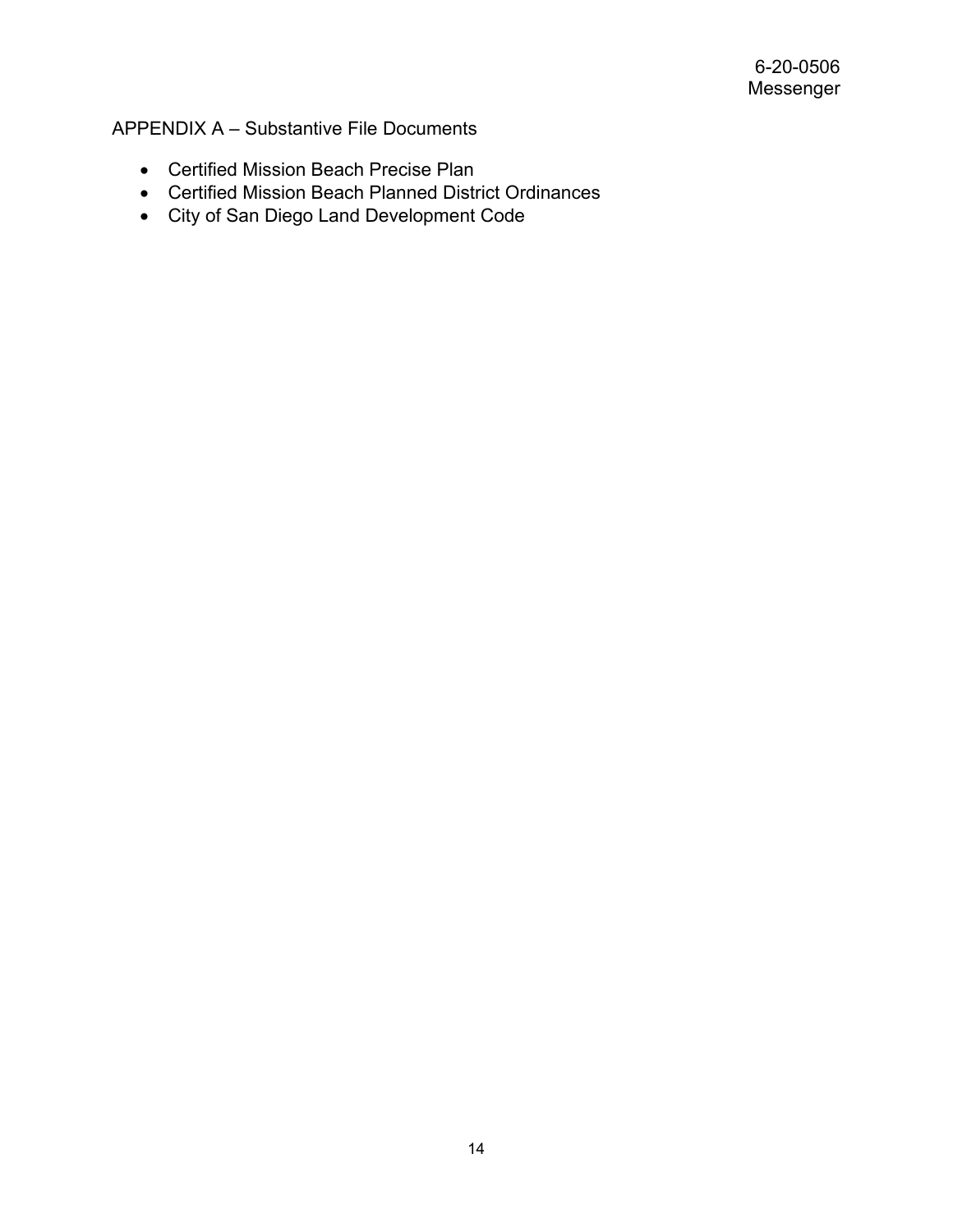## APPENDIX A – Substantive File Documents

- Certified Mission Beach Precise Plan
- Certified Mission Beach Planned District Ordinances
- City of San Diego Land Development Code